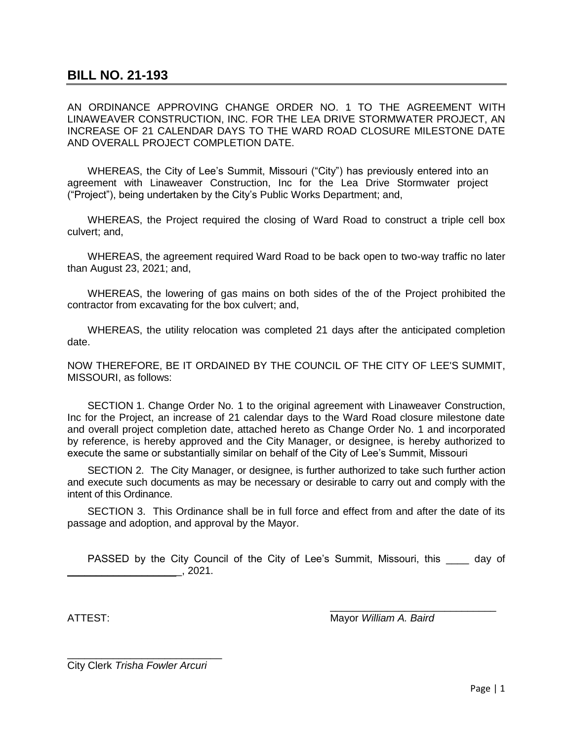# BILL NO. 21-193

AN ORDINANCE APPROVING CHANGE ORDER NO. 1 TO THE AGREEMENT WITH LINAWEAVER CONSTRUCTION, INC. FOR THE LEA DRIVE STORMWATER PROJECT, AN INCREASE OF 21 CALENDAR DAYS TO THE WARD ROAD CLOSURE MILESTONE DATE AND OVERALL PROJECT COMPLETION DATE.

WHEREAS, the City of Lee's Summit, Missouri ("City") has previously entered into an agreement with Linaweaver Construction, Inc for the Lea Drive Stormwater project ("Project"), being undertaken by the City's Public Works Department; and,

WHEREAS, the Project required the closing of Ward Road to construct a triple cell box culvert; and,

WHEREAS, the agreement required Ward Road to be back open to two-way traffic no later than August 23, 2021; and,

WHEREAS, the lowering of gas mains on both sides of the of the Project prohibited the contractor from excavating for the box culvert; and,

WHEREAS, the utility relocation was completed 21 days after the anticipated completion date.

NOW THEREFORE, BE IT ORDAINED BY THE COUNCIL OF THE CITY OF LEE'S SUMMIT, MISSOURI, as follows:

SECTION 1. Change Order No. 1 to the original agreement with Linaweaver Construction, Inc for the Project, an increase of 21 calendar days to the Ward Road closure milestone date and overall project completion date, attached hereto as Change Order No. 1 and incorporated by reference, is hereby approved and the City Manager, or designee, is hereby authorized to execute the same or substantially similar on behalf of the City of Lee's Summit, Missouri

SECTION 2. The City Manager, or designee, is further authorized to take such further action and execute such documents as may be necessary or desirable to carry out and comply with the intent of this Ordinance.

SECTION 3. This Ordinance shall be in full force and effect from and after the date of its passage and adoption, and approval by the Mayor.

PASSED by the City Council of the City of Lee's Summit, Missouri, this ____ day of ____________________, 2021.

ATTEST:

_____________________________
Mayor *William A. Baird*

_____________________________
City Clerk *Trisha Fowler Arcuri*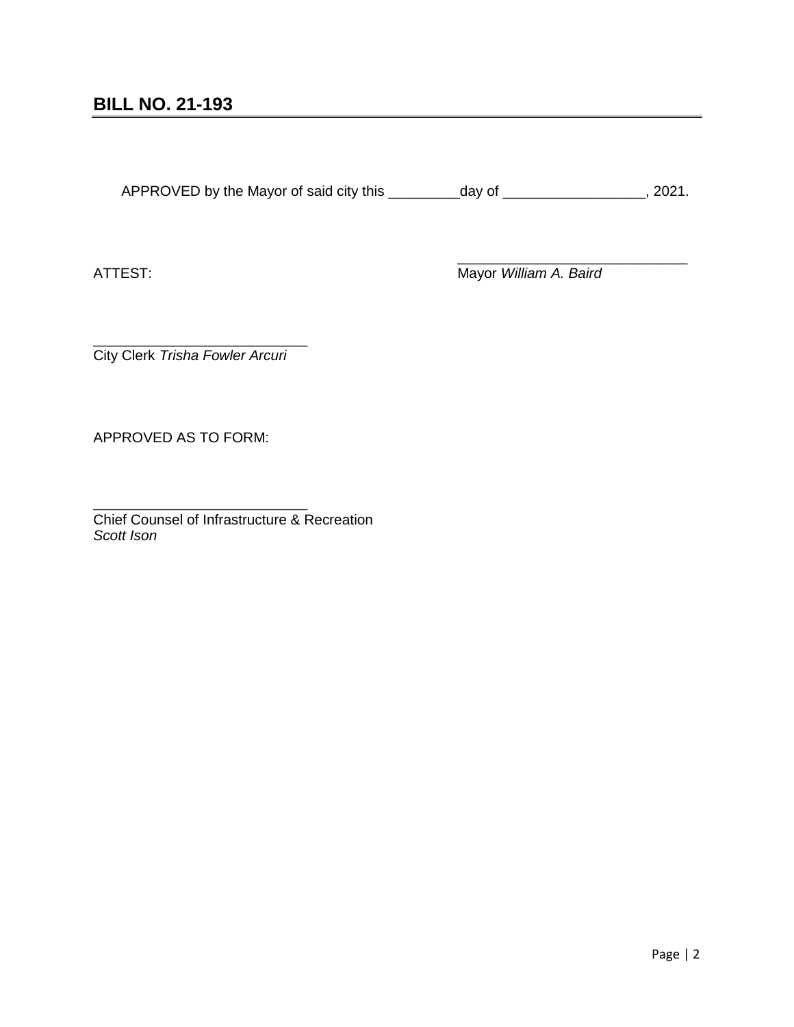## BILL NO. 21-193

APPROVED by the Mayor of said city this _________day of _________________, 2021.

ATTEST:

_____________________________
Mayor *William A. Baird*

___________________________
City Clerk *Trisha Fowler Arcuri*

APPROVED AS TO FORM:

___________________________
Chief Counsel of Infrastructure & Recreation
*Scott Ison*